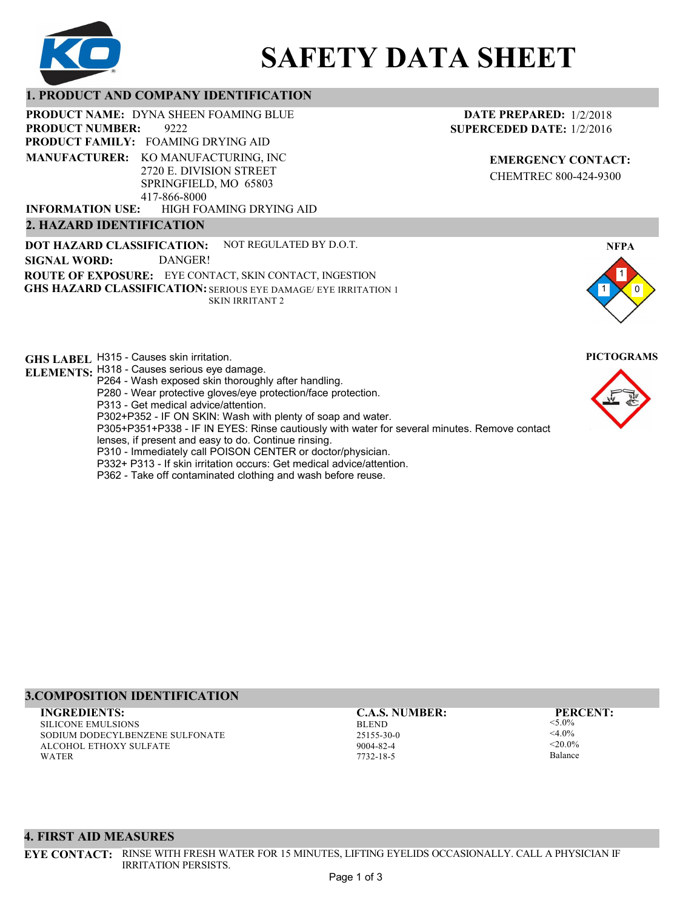# SAFETY DATA SHEET

## 1. PRODUCT AND COMPANY IDENTIFICATION

**PRODUCT NAME:** DYNA SHEEN FOAMING BLUE
**PRODUCT NUMBER:** 9222
**PRODUCT FAMILY:** FOAMING DRYING AID
**MANUFACTURER:** KO MANUFACTURING, INC
2720 E. DIVISION STREET
SPRINGFIELD, MO 65803
417-866-8000
**INFORMATION USE:** HIGH FOAMING DRYING AID

**DATE PREPARED:** 1/2/2018
**SUPERCEDED DATE:** 1/2/2016

**EMERGENCY CONTACT:**
CHEMTREC 800-424-9300

## 2. HAZARD IDENTIFICATION

**DOT HAZARD CLASSIFICATION:** NOT REGULATED BY D.O.T.
**SIGNAL WORD:** DANGER!
**ROUTE OF EXPOSURE:** EYE CONTACT, SKIN CONTACT, INGESTION
**GHS HAZARD CLASSIFICATION:** SERIOUS EYE DAMAGE/ EYE IRRITATION 1
SKIN IRRITANT 2

**NFPA**
Health: 1, Flammability: 1, Reactivity: 0

**GHS LABEL ELEMENTS:**
H315 - Causes skin irritation.
H318 - Causes serious eye damage.
P264 - Wash exposed skin thoroughly after handling.
P280 - Wear protective gloves/eye protection/face protection.
P313 - Get medical advice/attention.
P302+P352 - IF ON SKIN: Wash with plenty of soap and water.
P305+P351+P338 - IF IN EYES: Rinse cautiously with water for several minutes. Remove contact lenses, if present and easy to do. Continue rinsing.
P310 - Immediately call POISON CENTER or doctor/physician.
P332+ P313 - If skin irritation occurs: Get medical advice/attention.
P362 - Take off contaminated clothing and wash before reuse.

**PICTOGRAMS**

## 3.COMPOSITION IDENTIFICATION

| INGREDIENTS: | C.A.S. NUMBER: | PERCENT: |
| --- | --- | --- |
| SILICONE EMULSIONS | BLEND | <5.0% |
| SODIUM DODECYLBENZENE SULFONATE | 25155-30-0 | <4.0% |
| ALCOHOL ETHOXY SULFATE | 9004-82-4 | <20.0% |
| WATER | 7732-18-5 | Balance |

## 4. FIRST AID MEASURES

**EYE CONTACT:** RINSE WITH FRESH WATER FOR 15 MINUTES, LIFTING EYELIDS OCCASIONALLY. CALL A PHYSICIAN IF IRRITATION PERSISTS.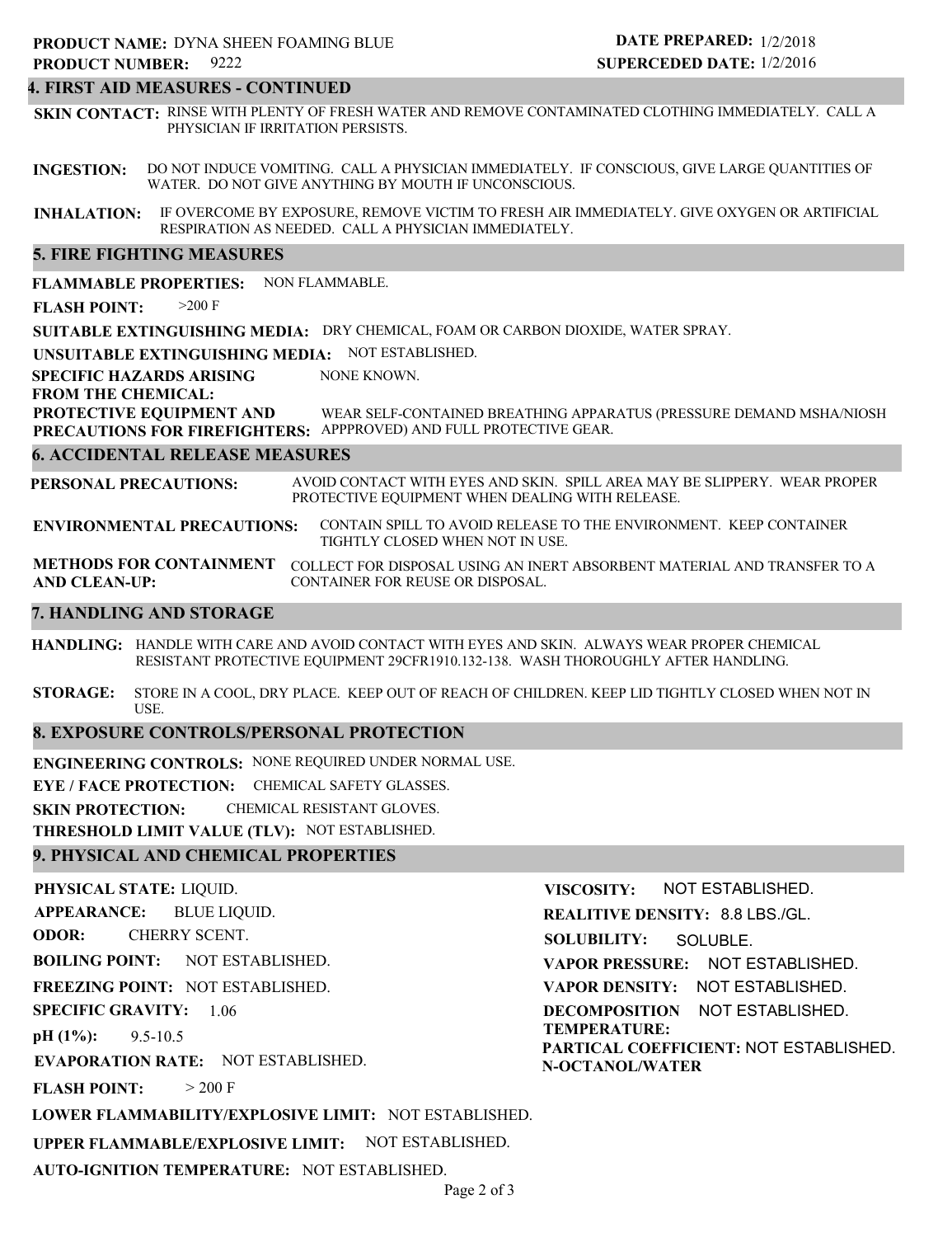**PRODUCT NAME:** DYNA SHEEN FOAMING BLUE
**PRODUCT NUMBER:** 9222

**DATE PREPARED:** 1/2/2018
**SUPERCEDED DATE:** 1/2/2016

## 4. FIRST AID MEASURES - CONTINUED

**SKIN CONTACT:** RINSE WITH PLENTY OF FRESH WATER AND REMOVE CONTAMINATED CLOTHING IMMEDIATELY. CALL A PHYSICIAN IF IRRITATION PERSISTS.

**INGESTION:** DO NOT INDUCE VOMITING. CALL A PHYSICIAN IMMEDIATELY. IF CONSCIOUS, GIVE LARGE QUANTITIES OF WATER. DO NOT GIVE ANYTHING BY MOUTH IF UNCONSCIOUS.

**INHALATION:** IF OVERCOME BY EXPOSURE, REMOVE VICTIM TO FRESH AIR IMMEDIATELY. GIVE OXYGEN OR ARTIFICIAL RESPIRATION AS NEEDED. CALL A PHYSICIAN IMMEDIATELY.

## 5. FIRE FIGHTING MEASURES

**FLAMMABLE PROPERTIES:** NON FLAMMABLE.

**FLASH POINT:** >200 F

**SUITABLE EXTINGUISHING MEDIA:** DRY CHEMICAL, FOAM OR CARBON DIOXIDE, WATER SPRAY.

**UNSUITABLE EXTINGUISHING MEDIA:** NOT ESTABLISHED.

**SPECIFIC HAZARDS ARISING FROM THE CHEMICAL:** NONE KNOWN.

**PROTECTIVE EQUIPMENT AND PRECAUTIONS FOR FIREFIGHTERS:** WEAR SELF-CONTAINED BREATHING APPARATUS (PRESSURE DEMAND MSHA/NIOSH APPPROVED) AND FULL PROTECTIVE GEAR.

## 6. ACCIDENTAL RELEASE MEASURES

**PERSONAL PRECAUTIONS:** AVOID CONTACT WITH EYES AND SKIN. SPILL AREA MAY BE SLIPPERY. WEAR PROPER PROTECTIVE EQUIPMENT WHEN DEALING WITH RELEASE.

**ENVIRONMENTAL PRECAUTIONS:** CONTAIN SPILL TO AVOID RELEASE TO THE ENVIRONMENT. KEEP CONTAINER TIGHTLY CLOSED WHEN NOT IN USE.

**METHODS FOR CONTAINMENT AND CLEAN-UP:** COLLECT FOR DISPOSAL USING AN INERT ABSORBENT MATERIAL AND TRANSFER TO A CONTAINER FOR REUSE OR DISPOSAL.

## 7. HANDLING AND STORAGE

**HANDLING:** HANDLE WITH CARE AND AVOID CONTACT WITH EYES AND SKIN. ALWAYS WEAR PROPER CHEMICAL RESISTANT PROTECTIVE EQUIPMENT 29CFR1910.132-138. WASH THOROUGHLY AFTER HANDLING.

**STORAGE:** STORE IN A COOL, DRY PLACE. KEEP OUT OF REACH OF CHILDREN. KEEP LID TIGHTLY CLOSED WHEN NOT IN USE.

## 8. EXPOSURE CONTROLS/PERSONAL PROTECTION

**ENGINEERING CONTROLS:** NONE REQUIRED UNDER NORMAL USE.

**EYE / FACE PROTECTION:** CHEMICAL SAFETY GLASSES.

**SKIN PROTECTION:** CHEMICAL RESISTANT GLOVES.

**THRESHOLD LIMIT VALUE (TLV):** NOT ESTABLISHED.

## 9. PHYSICAL AND CHEMICAL PROPERTIES

**PHYSICAL STATE:** LIQUID.

**APPEARANCE:** BLUE LIQUID.

**ODOR:** CHERRY SCENT.

**BOILING POINT:** NOT ESTABLISHED.

**FREEZING POINT:** NOT ESTABLISHED.

**SPECIFIC GRAVITY:** 1.06

**pH (1%):** 9.5-10.5

**EVAPORATION RATE:** NOT ESTABLISHED.

**FLASH POINT:** > 200 F

**LOWER FLAMMABILITY/EXPLOSIVE LIMIT:** NOT ESTABLISHED.

**UPPER FLAMMABLE/EXPLOSIVE LIMIT:** NOT ESTABLISHED.

**AUTO-IGNITION TEMPERATURE:** NOT ESTABLISHED.

**VISCOSITY:** NOT ESTABLISHED.

**REALITIVE DENSITY:** 8.8 LBS./GL.

**SOLUBILITY:** SOLUBLE.

**VAPOR PRESSURE:** NOT ESTABLISHED.

**VAPOR DENSITY:** NOT ESTABLISHED.

**DECOMPOSITION TEMPERATURE:** NOT ESTABLISHED.

**PARTICAL COEFFICIENT: N-OCTANOL/WATER** NOT ESTABLISHED.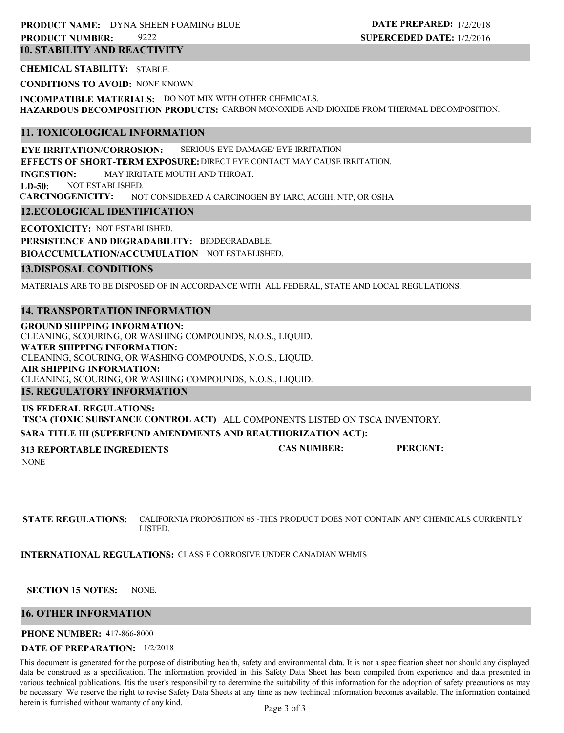## 10. STABILITY AND REACTIVITY

**CHEMICAL STABILITY:** STABLE.

**CONDITIONS TO AVOID:** NONE KNOWN.

**INCOMPATIBLE MATERIALS:** DO NOT MIX WITH OTHER CHEMICALS.

**HAZARDOUS DECOMPOSITION PRODUCTS:** CARBON MONOXIDE AND DIOXIDE FROM THERMAL DECOMPOSITION.

## 11. TOXICOLOGICAL INFORMATION

**EYE IRRITATION/CORROSION:** SERIOUS EYE DAMAGE/ EYE IRRITATION

**EFFECTS OF SHORT-TERM EXPOSURE:** DIRECT EYE CONTACT MAY CAUSE IRRITATION.

**INGESTION:** MAY IRRITATE MOUTH AND THROAT.

**LD-50:** NOT ESTABLISHED.

**CARCINOGENICITY:** NOT CONSIDERED A CARCINOGEN BY IARC, ACGIH, NTP, OR OSHA

## 12.ECOLOGICAL IDENTIFICATION

**ECOTOXICITY:** NOT ESTABLISHED.

**PERSISTENCE AND DEGRADABILITY:** BIODEGRADABLE.

**BIOACCUMULATION/ACCUMULATION** NOT ESTABLISHED.

## 13.DISPOSAL CONDITIONS

MATERIALS ARE TO BE DISPOSED OF IN ACCORDANCE WITH ALL FEDERAL, STATE AND LOCAL REGULATIONS.

## 14. TRANSPORTATION INFORMATION

**GROUND SHIPPING INFORMATION:**
CLEANING, SCOURING, OR WASHING COMPOUNDS, N.O.S., LIQUID.

**WATER SHIPPING INFORMATION:**
CLEANING, SCOURING, OR WASHING COMPOUNDS, N.O.S., LIQUID.

**AIR SHIPPING INFORMATION:**
CLEANING, SCOURING, OR WASHING COMPOUNDS, N.O.S., LIQUID.

## 15. REGULATORY INFORMATION

**US FEDERAL REGULATIONS:**

**TSCA (TOXIC SUBSTANCE CONTROL ACT)** ALL COMPONENTS LISTED ON TSCA INVENTORY.

**SARA TITLE III (SUPERFUND AMENDMENTS AND REAUTHORIZATION ACT):**

| 313 REPORTABLE INGREDIENTS | CAS NUMBER: | PERCENT: |
|---|---|---|
| NONE | | |

**STATE REGULATIONS:** CALIFORNIA PROPOSITION 65 -THIS PRODUCT DOES NOT CONTAIN ANY CHEMICALS CURRENTLY LISTED.

**INTERNATIONAL REGULATIONS:** CLASS E CORROSIVE UNDER CANADIAN WHMIS

**SECTION 15 NOTES:** NONE.

## 16. OTHER INFORMATION

**PHONE NUMBER:** 417-866-8000

**DATE OF PREPARATION:** 1/2/2018

This document is generated for the purpose of distributing health, safety and environmental data. It is not a specification sheet nor should any displayed data be construed as a specification. The information provided in this Safety Data Sheet has been compiled from experience and data presented in various technical publications. Itis the user's responsibility to determine the suitability of this information for the adoption of safety precautions as may be necessary. We reserve the right to revise Safety Data Sheets at any time as new techincal information becomes available. The information contained herein is furnished without warranty of any kind.